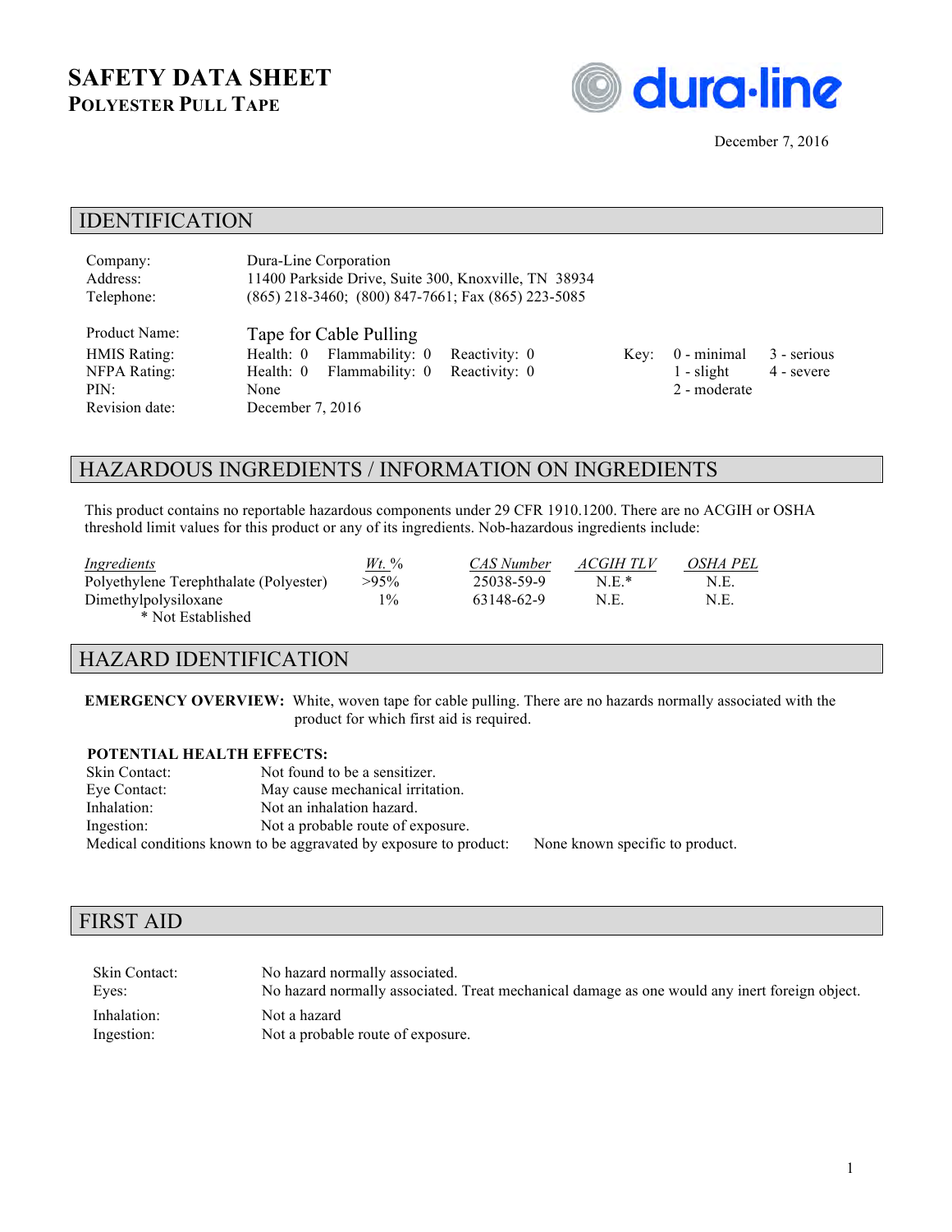# SAFETY DATA SHEET

## POLYESTER PULL TAPE

dura-line

December 7, 2016

## IDENTIFICATION

| | |
|---|---|
| Company: | Dura-Line Corporation |
| Address: | 11400 Parkside Drive, Suite 300, Knoxville, TN 38934 |
| Telephone: | (865) 218-3460; (800) 847-7661; Fax (865) 223-5085 |

| | | | | | | |
|---|---|---|---|---|---|---|
| Product Name: | Tape for Cable Pulling | | | | | |
| HMIS Rating: | Health: 0 | Flammability: 0 | Reactivity: 0 | Key: | 0 - minimal | 3 - serious |
| NFPA Rating: | Health: 0 | Flammability: 0 | Reactivity: 0 | | 1 - slight | 4 - severe |
| PIN: | None | | | | 2 - moderate | |
| Revision date: | December 7, 2016 | | | | | |

## HAZARDOUS INGREDIENTS / INFORMATION ON INGREDIENTS

This product contains no reportable hazardous components under 29 CFR 1910.1200. There are no ACGIH or OSHA threshold limit values for this product or any of its ingredients. Nob-hazardous ingredients include:

| *Ingredients* | *Wt. %* | *CAS Number* | *ACGIH TLV* | *OSHA PEL* |
|---|---|---|---|---|
| Polyethylene Terephthalate (Polyester) | >95% | 25038-59-9 | N.E.* | N.E. |
| Dimethylpolysiloxane | 1% | 63148-62-9 | N.E. | N.E. |

\* Not Established

## HAZARD IDENTIFICATION

**EMERGENCY OVERVIEW:** White, woven tape for cable pulling. There are no hazards normally associated with the product for which first aid is required.

**POTENTIAL HEALTH EFFECTS:**

| | |
|---|---|
| Skin Contact: | Not found to be a sensitizer. |
| Eye Contact: | May cause mechanical irritation. |
| Inhalation: | Not an inhalation hazard. |
| Ingestion: | Not a probable route of exposure. |

Medical conditions known to be aggravated by exposure to product: None known specific to product.

## FIRST AID

| | |
|---|---|
| Skin Contact: | No hazard normally associated. |
| Eyes: | No hazard normally associated. Treat mechanical damage as one would any inert foreign object. |
| Inhalation: | Not a hazard |
| Ingestion: | Not a probable route of exposure. |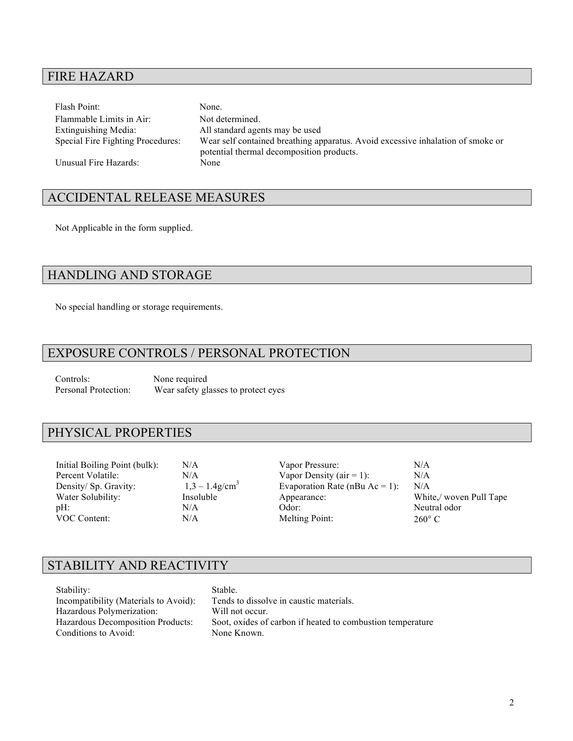## FIRE HAZARD

| | |
|---|---|
| Flash Point: | None. |
| Flammable Limits in Air: | Not determined. |
| Extinguishing Media: | All standard agents may be used |
| Special Fire Fighting Procedures: | Wear self contained breathing apparatus. Avoid excessive inhalation of smoke or potential thermal decomposition products. |
| Unusual Fire Hazards: | None |

## ACCIDENTAL RELEASE MEASURES

Not Applicable in the form supplied.

## HANDLING AND STORAGE

No special handling or storage requirements.

## EXPOSURE CONTROLS / PERSONAL PROTECTION

| | |
|---|---|
| Controls: | None required |
| Personal Protection: | Wear safety glasses to protect eyes |

## PHYSICAL PROPERTIES

| | | | |
|---|---|---|---|
| Initial Boiling Point (bulk): | N/A | Vapor Pressure: | N/A |
| Percent Volatile: | N/A | Vapor Density (air = 1): | N/A |
| Density/ Sp. Gravity: | 1,3 – 1.4g/cm$^3$ | Evaporation Rate (nBu Ac = 1): | N/A |
| Water Solubility: | Insoluble | Appearance: | White,/ woven Pull Tape |
| pH: | N/A | Odor: | Neutral odor |
| VOC Content: | N/A | Melting Point: | 260° C |

## STABILITY AND REACTIVITY

| | |
|---|---|
| Stability: | Stable. |
| Incompatibility (Materials to Avoid): | Tends to dissolve in caustic materials. |
| Hazardous Polymerization: | Will not occur. |
| Hazardous Decomposition Products: | Soot, oxides of carbon if heated to combustion temperature |
| Conditions to Avoid: | None Known. |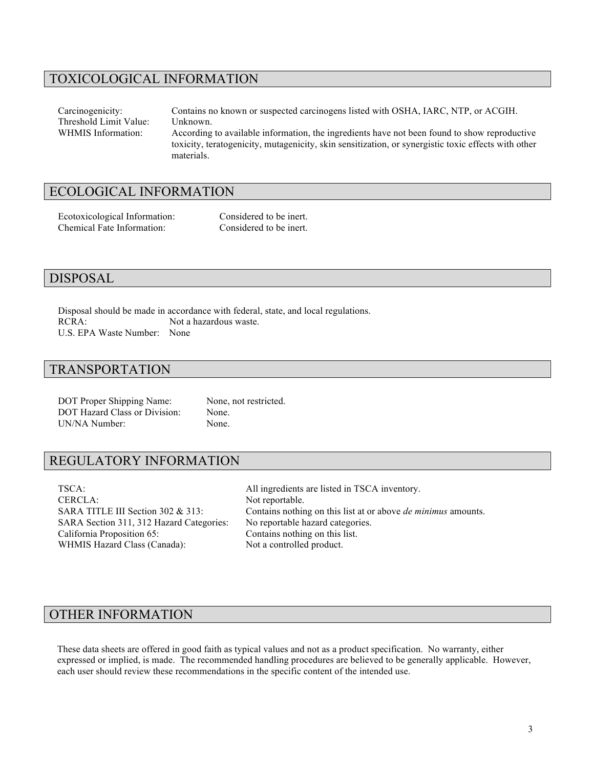## TOXICOLOGICAL INFORMATION

| | |
|---|---|
| Carcinogenicity: | Contains no known or suspected carcinogens listed with OSHA, IARC, NTP, or ACGIH. |
| Threshold Limit Value: | Unknown. |
| WHMIS Information: | According to available information, the ingredients have not been found to show reproductive toxicity, teratogenicity, mutagenicity, skin sensitization, or synergistic toxic effects with other materials. |

## ECOLOGICAL INFORMATION

| | |
|---|---|
| Ecotoxicological Information: | Considered to be inert. |
| Chemical Fate Information: | Considered to be inert. |

## DISPOSAL

Disposal should be made in accordance with federal, state, and local regulations.

| | |
|---|---|
| RCRA: | Not a hazardous waste. |
| U.S. EPA Waste Number: | None |

## TRANSPORTATION

| | |
|---|---|
| DOT Proper Shipping Name: | None, not restricted. |
| DOT Hazard Class or Division: | None. |
| UN/NA Number: | None. |

## REGULATORY INFORMATION

| | |
|---|---|
| TSCA: | All ingredients are listed in TSCA inventory. |
| CERCLA: | Not reportable. |
| SARA TITLE III Section 302 & 313: | Contains nothing on this list at or above *de minimus* amounts. |
| SARA Section 311, 312 Hazard Categories: | No reportable hazard categories. |
| California Proposition 65: | Contains nothing on this list. |
| WHMIS Hazard Class (Canada): | Not a controlled product. |

## OTHER INFORMATION

These data sheets are offered in good faith as typical values and not as a product specification. No warranty, either expressed or implied, is made. The recommended handling procedures are believed to be generally applicable. However, each user should review these recommendations in the specific content of the intended use.